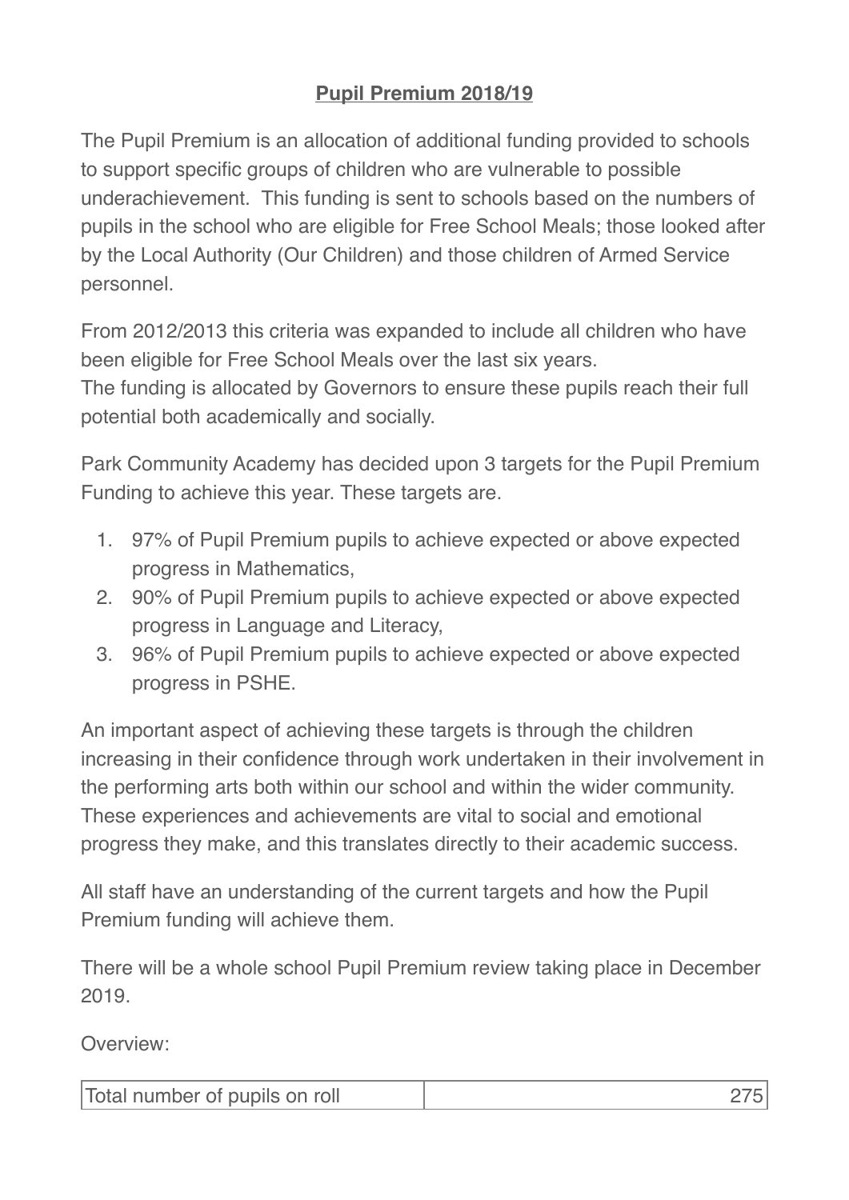# **Pupil Premium 2018/19**

The Pupil Premium is an allocation of additional funding provided to schools to support specific groups of children who are vulnerable to possible underachievement. This funding is sent to schools based on the numbers of pupils in the school who are eligible for Free School Meals; those looked after by the Local Authority (Our Children) and those children of Armed Service personnel.

From 2012/2013 this criteria was expanded to include all children who have been eligible for Free School Meals over the last six years.
The funding is allocated by Governors to ensure these pupils reach their full potential both academically and socially.

Park Community Academy has decided upon 3 targets for the Pupil Premium Funding to achieve this year. These targets are.

1. 97% of Pupil Premium pupils to achieve expected or above expected progress in Mathematics,
2. 90% of Pupil Premium pupils to achieve expected or above expected progress in Language and Literacy,
3. 96% of Pupil Premium pupils to achieve expected or above expected progress in PSHE.

An important aspect of achieving these targets is through the children increasing in their confidence through work undertaken in their involvement in the performing arts both within our school and within the wider community. These experiences and achievements are vital to social and emotional progress they make, and this translates directly to their academic success.

All staff have an understanding of the current targets and how the Pupil Premium funding will achieve them.

There will be a whole school Pupil Premium review taking place in December 2019.

Overview:

| Total number of pupils on roll | 275 |
|---|---|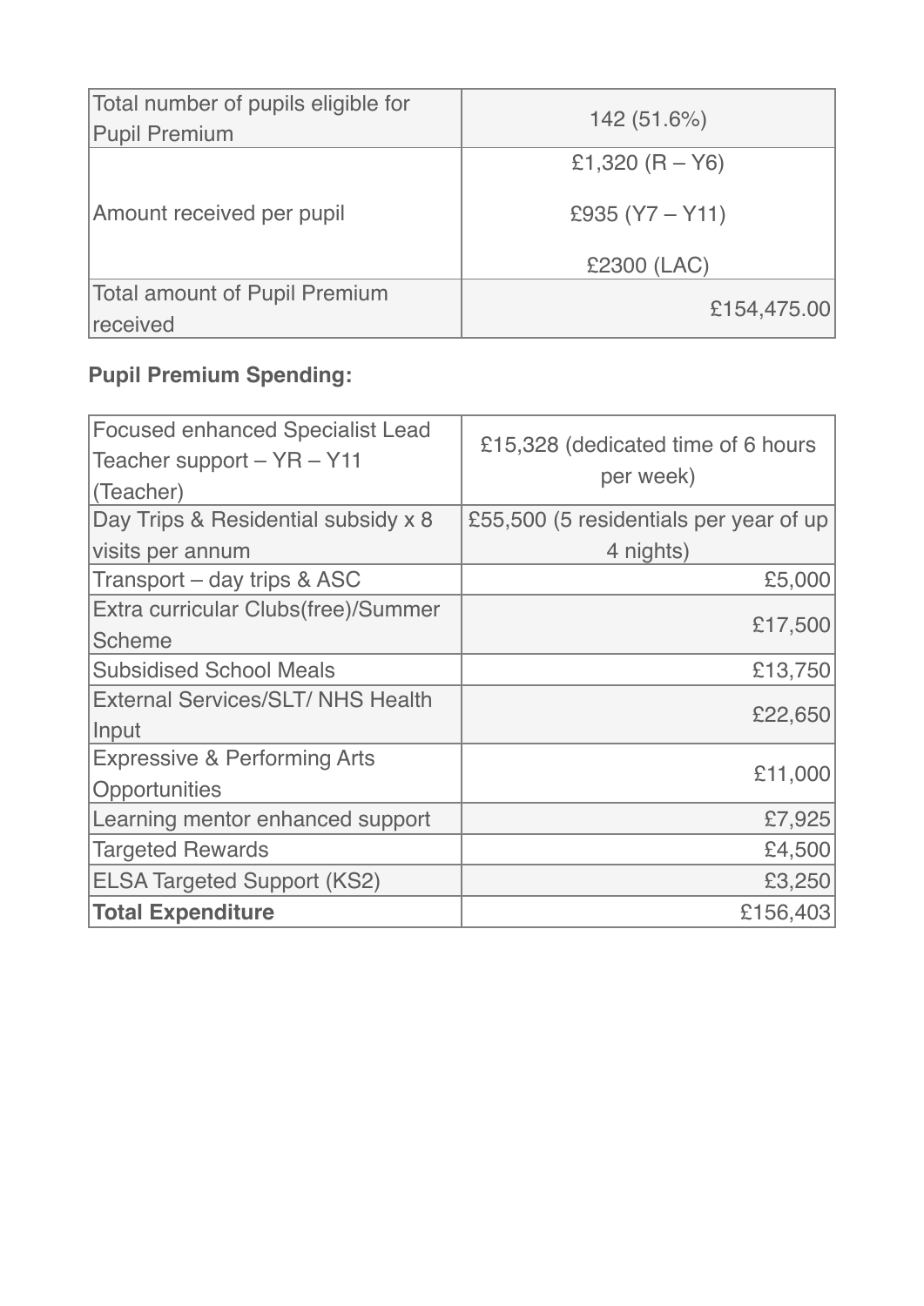| | |
|---|---|
| Total number of pupils eligible for Pupil Premium | 142 (51.6%) |
| Amount received per pupil | £1,320 (R – Y6)<br><br>£935 (Y7 – Y11)<br><br>£2300 (LAC) |
| Total amount of Pupil Premium received | £154,475.00 |

**Pupil Premium Spending:**

| | |
|---|---|
| Focused enhanced Specialist Lead Teacher support – YR – Y11 (Teacher) | £15,328 (dedicated time of 6 hours per week) |
| Day Trips & Residential subsidy x 8 visits per annum | £55,500 (5 residentials per year of up 4 nights) |
| Transport – day trips & ASC | £5,000 |
| Extra curricular Clubs(free)/Summer Scheme | £17,500 |
| Subsidised School Meals | £13,750 |
| External Services/SLT/ NHS Health Input | £22,650 |
| Expressive & Performing Arts Opportunities | £11,000 |
| Learning mentor enhanced support | £7,925 |
| Targeted Rewards | £4,500 |
| ELSA Targeted Support (KS2) | £3,250 |
| **Total Expenditure** | £156,403 |